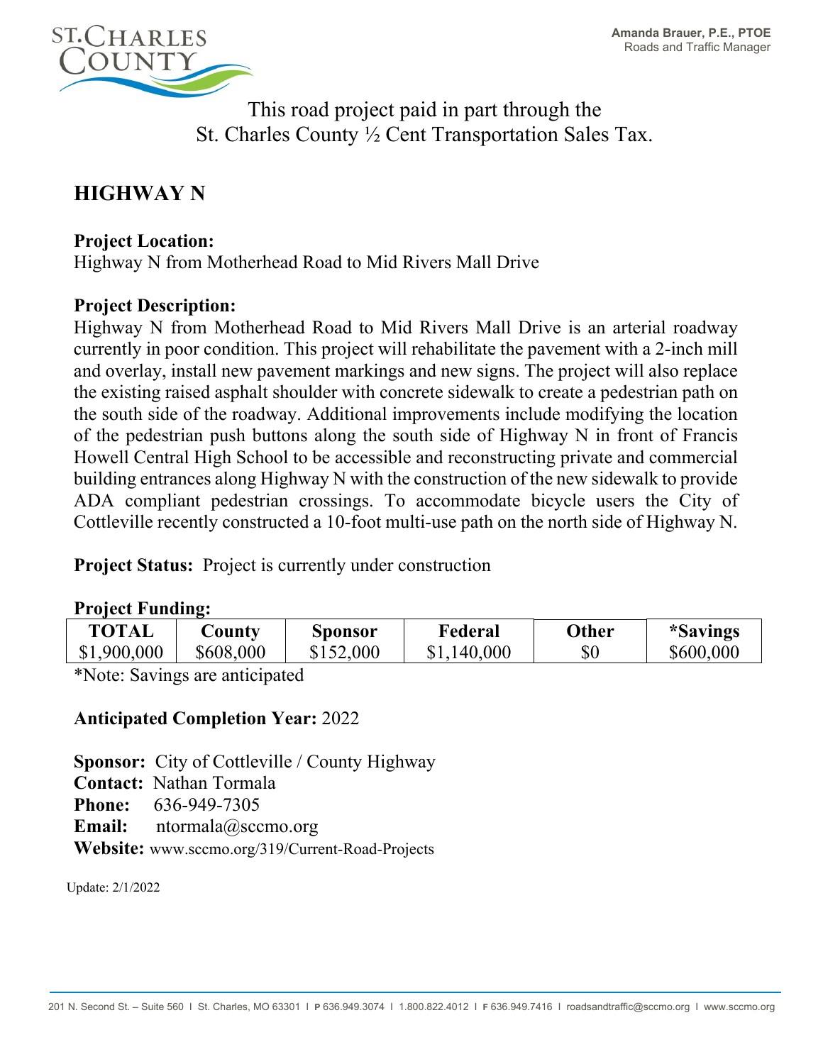Amanda Brauer, P.E., PTOE
Roads and Traffic Manager

This road project paid in part through the
St. Charles County ½ Cent Transportation Sales Tax.

# HIGHWAY N

**Project Location:**
Highway N from Motherhead Road to Mid Rivers Mall Drive

**Project Description:**
Highway N from Motherhead Road to Mid Rivers Mall Drive is an arterial roadway currently in poor condition. This project will rehabilitate the pavement with a 2-inch mill and overlay, install new pavement markings and new signs. The project will also replace the existing raised asphalt shoulder with concrete sidewalk to create a pedestrian path on the south side of the roadway. Additional improvements include modifying the location of the pedestrian push buttons along the south side of Highway N in front of Francis Howell Central High School to be accessible and reconstructing private and commercial building entrances along Highway N with the construction of the new sidewalk to provide ADA compliant pedestrian crossings. To accommodate bicycle users the City of Cottleville recently constructed a 10-foot multi-use path on the north side of Highway N.

**Project Status:** Project is currently under construction

**Project Funding:**

| TOTAL | County | Sponsor | Federal | Other | *Savings |
|---|---|---|---|---|---|
| $1,900,000 | $608,000 | $152,000 | $1,140,000 | $0 | $600,000 |

*Note: Savings are anticipated

**Anticipated Completion Year:** 2022

**Sponsor:** City of Cottleville / County Highway
**Contact:** Nathan Tormala
**Phone:** 636-949-7305
**Email:** ntormala@sccmo.org
**Website:** www.sccmo.org/319/Current-Road-Projects

Update: 2/1/2022

201 N. Second St. – Suite 560 | St. Charles, MO 63301 | P 636.949.3074 | 1.800.822.4012 | F 636.949.7416 | roadsandtraffic@sccmo.org | www.sccmo.org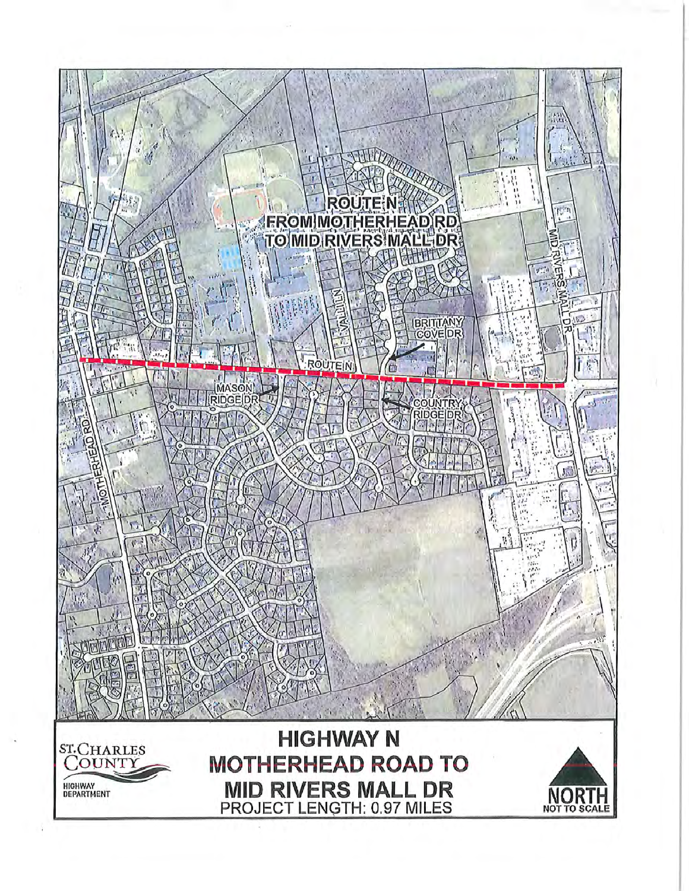ROUTE N
FROM MOTHERHEAD RD
TO MID RIVERS MALL DR

VALLI LN

BRITTANY COVE DR

ROUTE N

MASON RIDGE DR

COUNTRY RIDGE DR

MOTHERHEAD RD

MID RIVERS MALL DR

ST. CHARLES COUNTY
HIGHWAY DEPARTMENT

# HIGHWAY N
# MOTHERHEAD ROAD TO
# MID RIVERS MALL DR

PROJECT LENGTH: 0.97 MILES

NORTH
NOT TO SCALE